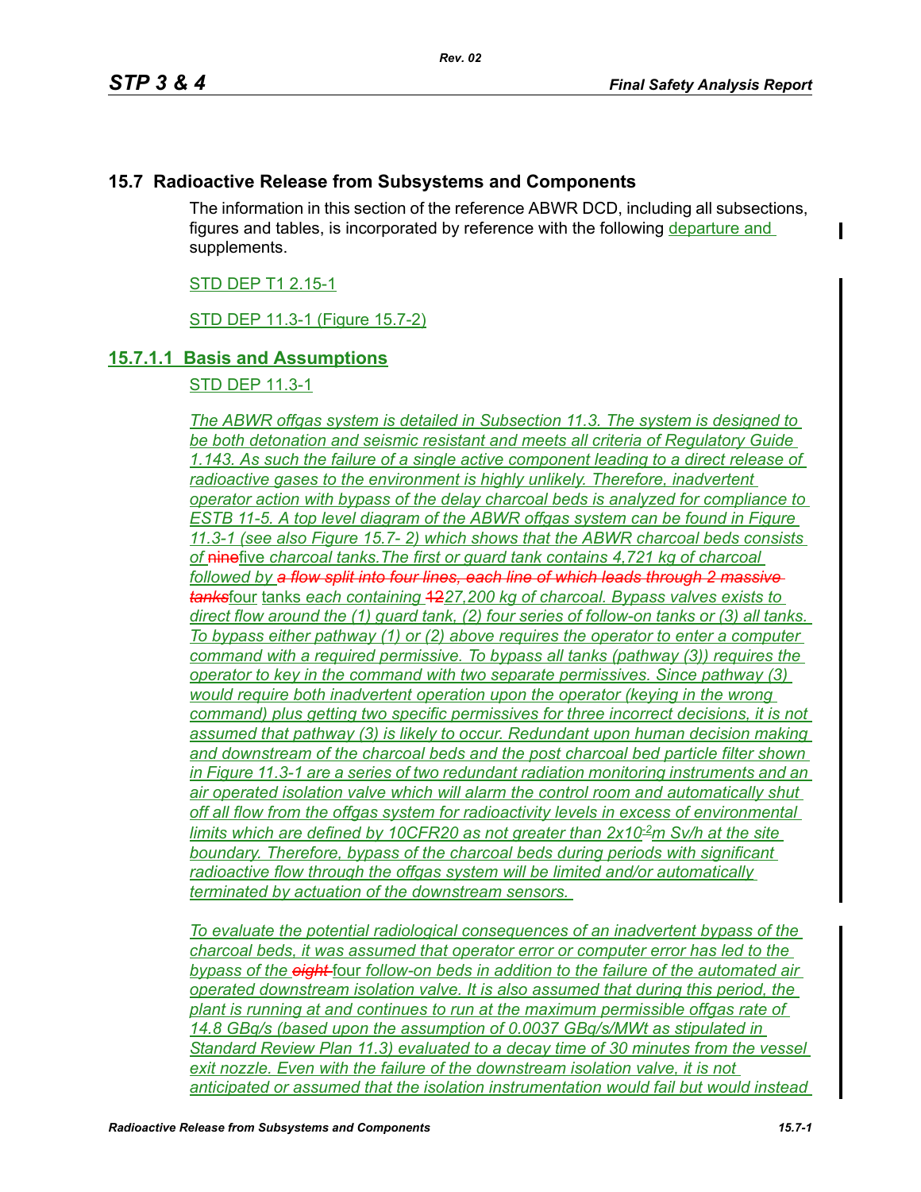## 15.7 Radioactive Release from Subsystems and Components

The information in this section of the reference ABWR DCD, including all subsections, figures and tables, is incorporated by reference with the following departure and supplements.

STD DEP T1 2.15-1

STD DEP 11.3-1 (Figure 15.7-2)

### 15.7.1.1 Basis and Assumptions

STD DEP 11.3-1

*The ABWR offgas system is detailed in Subsection 11.3. The system is designed to be both detonation and seismic resistant and meets all criteria of Regulatory Guide 1.143. As such the failure of a single active component leading to a direct release of radioactive gases to the environment is highly unlikely. Therefore, inadvertent operator action with bypass of the delay charcoal beds is analyzed for compliance to ESTB 11-5. A top level diagram of the ABWR offgas system can be found in Figure 11.3-1 (see also Figure 15.7- 2) which shows that the ABWR charcoal beds consists of* ~~nine~~five *charcoal tanks.The first or guard tank contains 4,721 kg of charcoal followed by* ~~*a flow split into four lines, each line of which leads through 2 massive tanks*~~four tanks *each containing* ~~12~~*27,200 kg of charcoal. Bypass valves exists to direct flow around the (1) guard tank, (2) four series of follow-on tanks or (3) all tanks. To bypass either pathway (1) or (2) above requires the operator to enter a computer command with a required permissive. To bypass all tanks (pathway (3)) requires the operator to key in the command with two separate permissives. Since pathway (3) would require both inadvertent operation upon the operator (keying in the wrong command) plus getting two specific permissives for three incorrect decisions, it is not assumed that pathway (3) is likely to occur. Redundant upon human decision making and downstream of the charcoal beds and the post charcoal bed particle filter shown in Figure 11.3-1 are a series of two redundant radiation monitoring instruments and an air operated isolation valve which will alarm the control room and automatically shut off all flow from the offgas system for radioactivity levels in excess of environmental limits which are defined by 10CFR20 as not greater than $2x10^{-2}$m Sv/h at the site boundary. Therefore, bypass of the charcoal beds during periods with significant radioactive flow through the offgas system will be limited and/or automatically terminated by actuation of the downstream sensors.*

*To evaluate the potential radiological consequences of an inadvertent bypass of the charcoal beds, it was assumed that operator error or computer error has led to the bypass of the* ~~*eight*~~ four *follow-on beds in addition to the failure of the automated air operated downstream isolation valve. It is also assumed that during this period, the plant is running at and continues to run at the maximum permissible offgas rate of 14.8 GBq/s (based upon the assumption of 0.0037 GBq/s/MWt as stipulated in Standard Review Plan 11.3) evaluated to a decay time of 30 minutes from the vessel exit nozzle. Even with the failure of the downstream isolation valve, it is not anticipated or assumed that the isolation instrumentation would fail but would instead*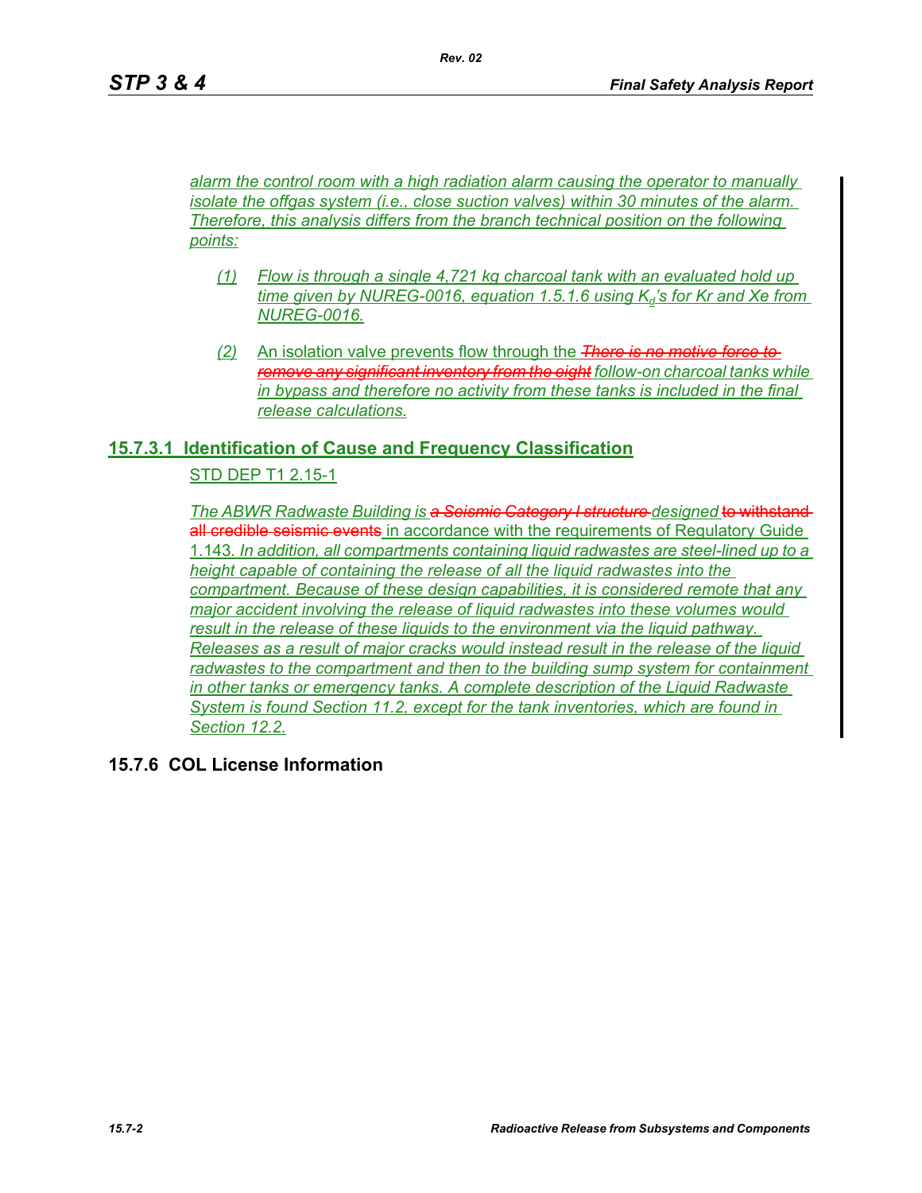*alarm the control room with a high radiation alarm causing the operator to manually isolate the offgas system (i.e., close suction valves) within 30 minutes of the alarm. Therefore, this analysis differs from the branch technical position on the following points:*

(1) *Flow is through a single 4,721 kg charcoal tank with an evaluated hold up time given by NUREG-0016, equation 1.5.1.6 using $K_d$'s for Kr and Xe from NUREG-0016.*

(2) An isolation valve prevents flow through the ~~*There is no motive force to remove any significant inventory from the eight*~~ *follow-on charcoal tanks while in bypass and therefore no activity from these tanks is included in the final release calculations.*

### 15.7.3.1 Identification of Cause and Frequency Classification

STD DEP T1 2.15-1

*The ABWR Radwaste Building is* ~~*a Seismic Category I structure*~~ *designed* ~~to withstand all credible seismic events~~ in accordance with the requirements of Regulatory Guide 1.143. *In addition, all compartments containing liquid radwastes are steel-lined up to a height capable of containing the release of all the liquid radwastes into the compartment. Because of these design capabilities, it is considered remote that any major accident involving the release of liquid radwastes into these volumes would result in the release of these liquids to the environment via the liquid pathway. Releases as a result of major cracks would instead result in the release of the liquid radwastes to the compartment and then to the building sump system for containment in other tanks or emergency tanks. A complete description of the Liquid Radwaste System is found Section 11.2, except for the tank inventories, which are found in Section 12.2.*

## 15.7.6 COL License Information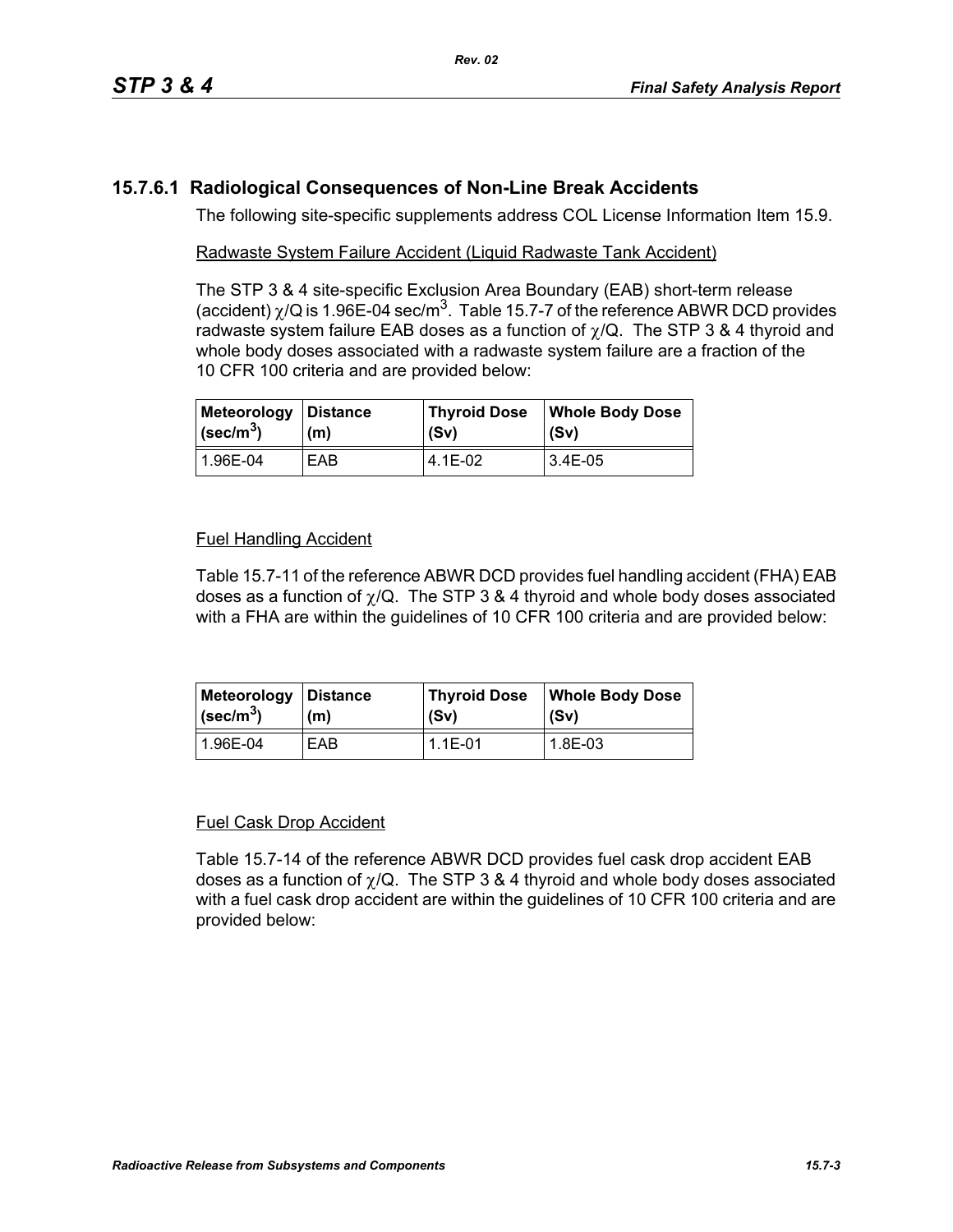### 15.7.6.1 Radiological Consequences of Non-Line Break Accidents

The following site-specific supplements address COL License Information Item 15.9.

Radwaste System Failure Accident (Liquid Radwaste Tank Accident)

The STP 3 & 4 site-specific Exclusion Area Boundary (EAB) short-term release (accident) $\chi/Q$ is 1.96E-04 sec/m$^3$. Table 15.7-7 of the reference ABWR DCD provides radwaste system failure EAB doses as a function of $\chi/Q$. The STP 3 & 4 thyroid and whole body doses associated with a radwaste system failure are a fraction of the 10 CFR 100 criteria and are provided below:

| Meteorology (sec/m$^3$) | Distance (m) | Thyroid Dose (Sv) | Whole Body Dose (Sv) |
|---|---|---|---|
| 1.96E-04 | EAB | 4.1E-02 | 3.4E-05 |

Fuel Handling Accident

Table 15.7-11 of the reference ABWR DCD provides fuel handling accident (FHA) EAB doses as a function of $\chi/Q$. The STP 3 & 4 thyroid and whole body doses associated with a FHA are within the guidelines of 10 CFR 100 criteria and are provided below:

| Meteorology (sec/m$^3$) | Distance (m) | Thyroid Dose (Sv) | Whole Body Dose (Sv) |
|---|---|---|---|
| 1.96E-04 | EAB | 1.1E-01 | 1.8E-03 |

Fuel Cask Drop Accident

Table 15.7-14 of the reference ABWR DCD provides fuel cask drop accident EAB doses as a function of $\chi/Q$. The STP 3 & 4 thyroid and whole body doses associated with a fuel cask drop accident are within the guidelines of 10 CFR 100 criteria and are provided below: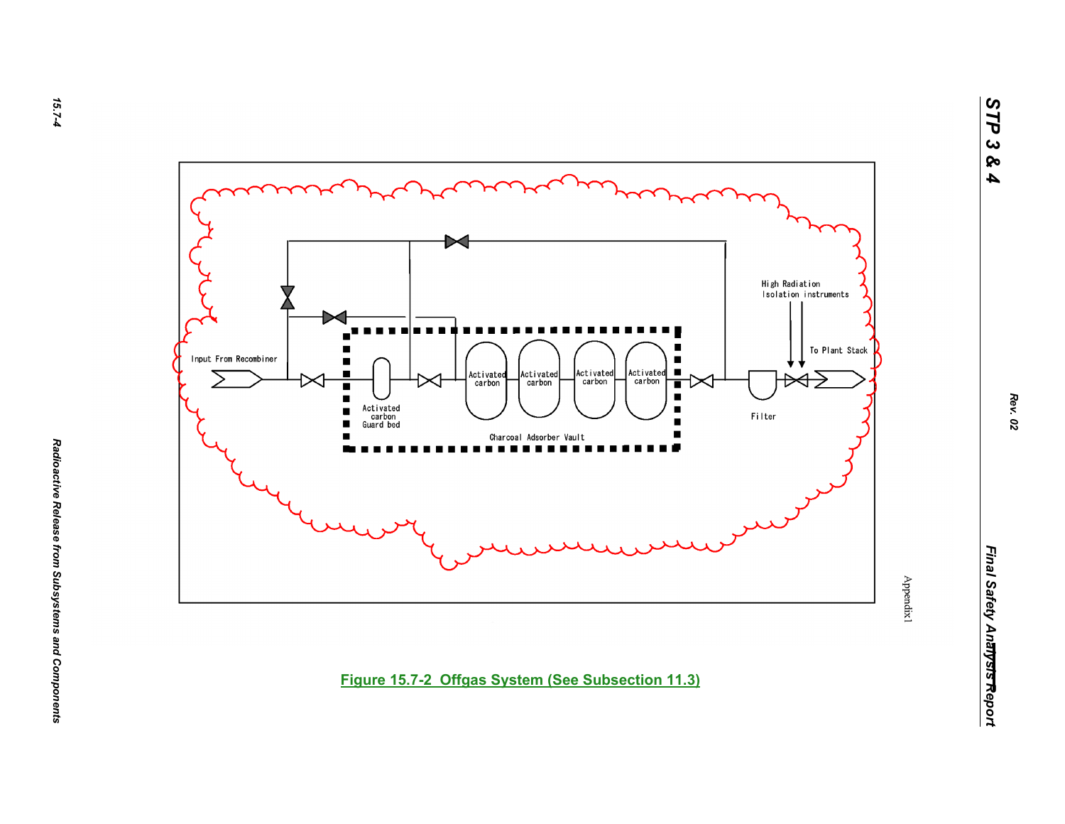Input From Recombiner

Activated carbon Guard bed

Activated carbon

Activated carbon

Activated carbon

Activated carbon

Charcoal Adsorber Vault

High Radiation Isolation instruments

To Plant Stack

Filter

Appendix1

Figure 15.7-2 Offgas System (See Subsection 11.3)